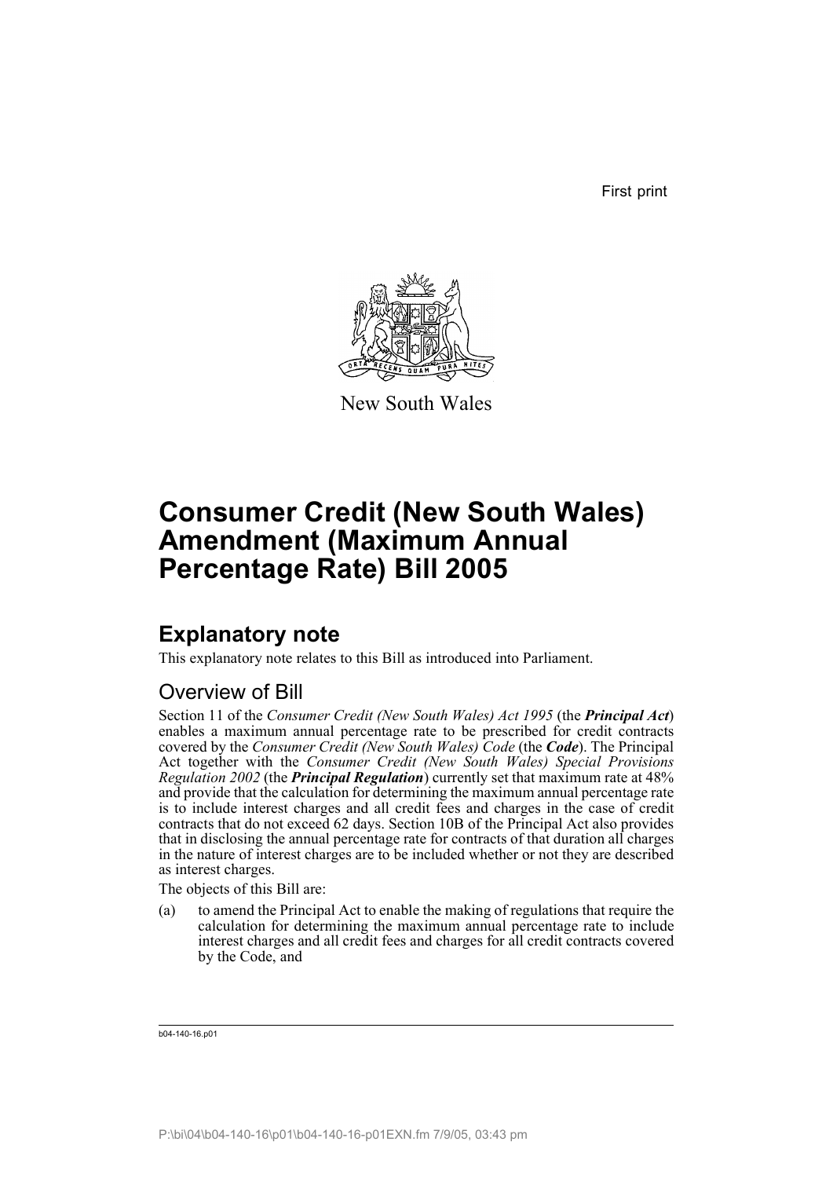First print

New South Wales

# Consumer Credit (New South Wales) Amendment (Maximum Annual Percentage Rate) Bill 2005

## Explanatory note

This explanatory note relates to this Bill as introduced into Parliament.

### Overview of Bill

Section 11 of the *Consumer Credit (New South Wales) Act 1995* (the ***Principal Act***) enables a maximum annual percentage rate to be prescribed for credit contracts covered by the *Consumer Credit (New South Wales) Code* (the ***Code***). The Principal Act together with the *Consumer Credit (New South Wales) Special Provisions Regulation 2002* (the ***Principal Regulation***) currently set that maximum rate at 48% and provide that the calculation for determining the maximum annual percentage rate is to include interest charges and all credit fees and charges in the case of credit contracts that do not exceed 62 days. Section 10B of the Principal Act also provides that in disclosing the annual percentage rate for contracts of that duration all charges in the nature of interest charges are to be included whether or not they are described as interest charges.

The objects of this Bill are:

(a) to amend the Principal Act to enable the making of regulations that require the calculation for determining the maximum annual percentage rate to include interest charges and all credit fees and charges for all credit contracts covered by the Code, and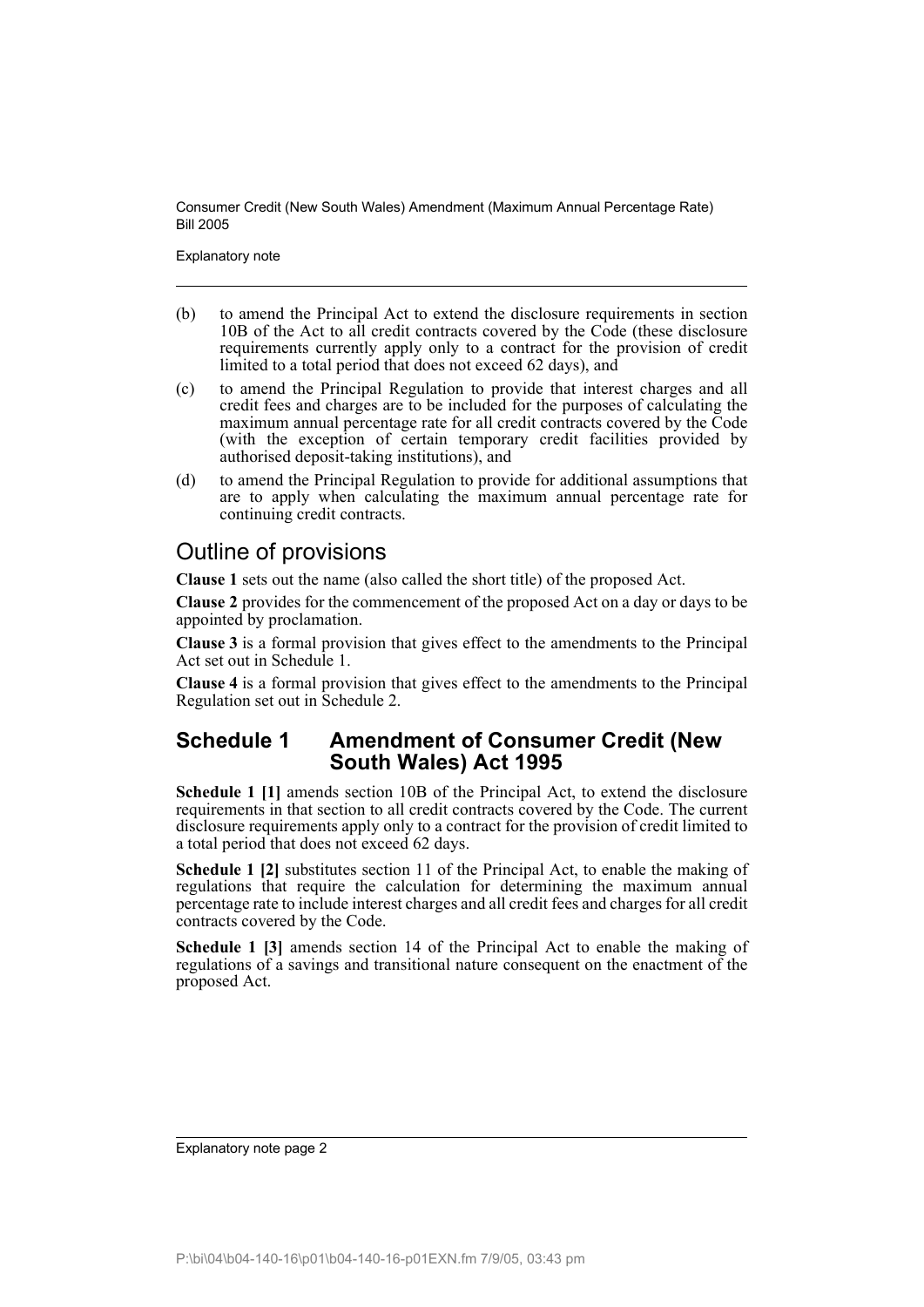(b) to amend the Principal Act to extend the disclosure requirements in section 10B of the Act to all credit contracts covered by the Code (these disclosure requirements currently apply only to a contract for the provision of credit limited to a total period that does not exceed 62 days), and

(c) to amend the Principal Regulation to provide that interest charges and all credit fees and charges are to be included for the purposes of calculating the maximum annual percentage rate for all credit contracts covered by the Code (with the exception of certain temporary credit facilities provided by authorised deposit-taking institutions), and

(d) to amend the Principal Regulation to provide for additional assumptions that are to apply when calculating the maximum annual percentage rate for continuing credit contracts.

## Outline of provisions

**Clause 1** sets out the name (also called the short title) of the proposed Act.

**Clause 2** provides for the commencement of the proposed Act on a day or days to be appointed by proclamation.

**Clause 3** is a formal provision that gives effect to the amendments to the Principal Act set out in Schedule 1.

**Clause 4** is a formal provision that gives effect to the amendments to the Principal Regulation set out in Schedule 2.

## Schedule 1 Amendment of Consumer Credit (New South Wales) Act 1995

**Schedule 1 [1]** amends section 10B of the Principal Act, to extend the disclosure requirements in that section to all credit contracts covered by the Code. The current disclosure requirements apply only to a contract for the provision of credit limited to a total period that does not exceed 62 days.

**Schedule 1 [2]** substitutes section 11 of the Principal Act, to enable the making of regulations that require the calculation for determining the maximum annual percentage rate to include interest charges and all credit fees and charges for all credit contracts covered by the Code.

**Schedule 1 [3]** amends section 14 of the Principal Act to enable the making of regulations of a savings and transitional nature consequent on the enactment of the proposed Act.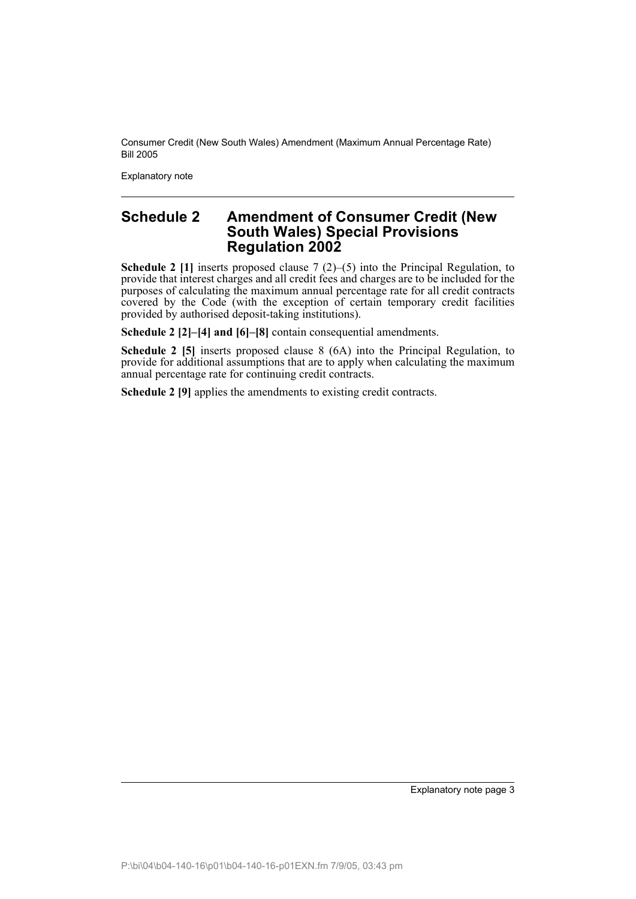## Schedule 2 Amendment of Consumer Credit (New South Wales) Special Provisions Regulation 2002

**Schedule 2 [1]** inserts proposed clause 7 (2)–(5) into the Principal Regulation, to provide that interest charges and all credit fees and charges are to be included for the purposes of calculating the maximum annual percentage rate for all credit contracts covered by the Code (with the exception of certain temporary credit facilities provided by authorised deposit-taking institutions).

**Schedule 2 [2]–[4] and [6]–[8]** contain consequential amendments.

**Schedule 2 [5]** inserts proposed clause 8 (6A) into the Principal Regulation, to provide for additional assumptions that are to apply when calculating the maximum annual percentage rate for continuing credit contracts.

**Schedule 2 [9]** applies the amendments to existing credit contracts.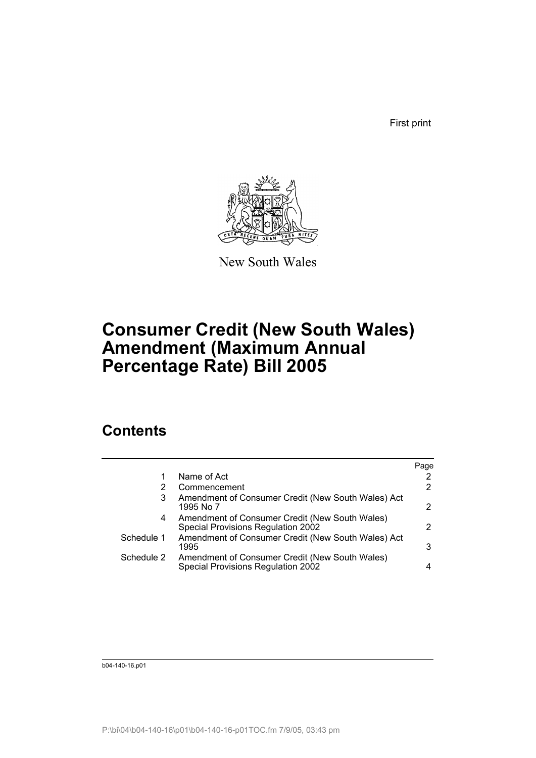First print

New South Wales

# Consumer Credit (New South Wales) Amendment (Maximum Annual Percentage Rate) Bill 2005

## Contents

| | | Page |
|---|---|---|
| 1 | Name of Act | 2 |
| 2 | Commencement | 2 |
| 3 | Amendment of Consumer Credit (New South Wales) Act 1995 No 7 | 2 |
| 4 | Amendment of Consumer Credit (New South Wales) Special Provisions Regulation 2002 | 2 |
| Schedule 1 | Amendment of Consumer Credit (New South Wales) Act 1995 | 3 |
| Schedule 2 | Amendment of Consumer Credit (New South Wales) Special Provisions Regulation 2002 | 4 |

b04-140-16.p01

P:\bi\04\b04-140-16\p01\b04-140-16-p01TOC.fm 7/9/05, 03:43 pm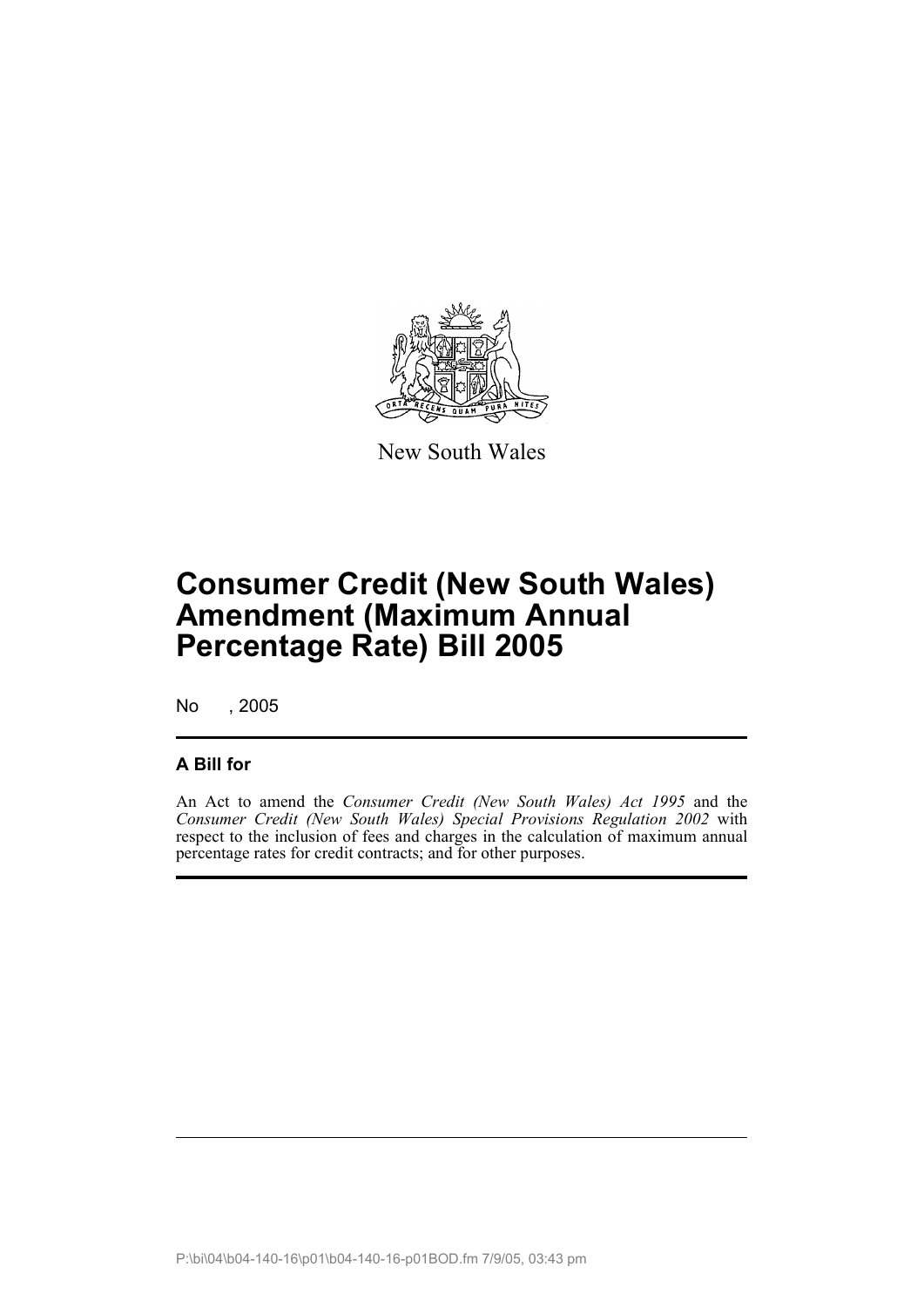New South Wales

# Consumer Credit (New South Wales) Amendment (Maximum Annual Percentage Rate) Bill 2005

No , 2005

## A Bill for

An Act to amend the *Consumer Credit (New South Wales) Act 1995* and the *Consumer Credit (New South Wales) Special Provisions Regulation 2002* with respect to the inclusion of fees and charges in the calculation of maximum annual percentage rates for credit contracts; and for other purposes.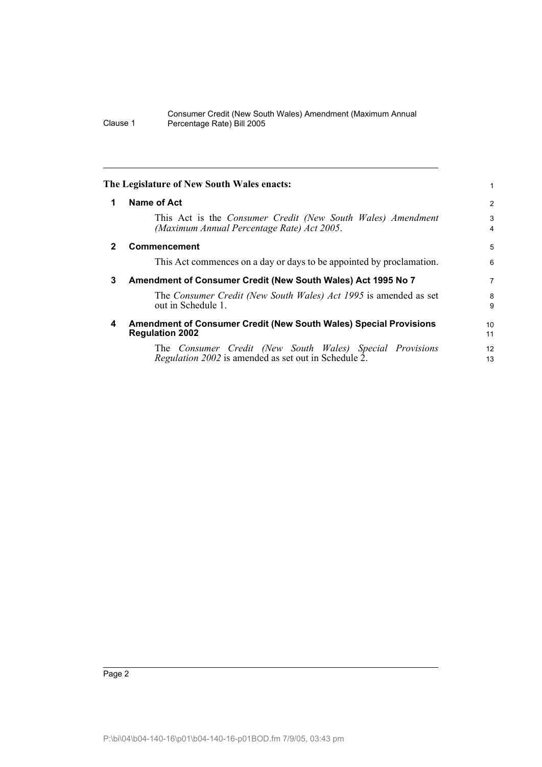**The Legislature of New South Wales enacts:**

## 1 Name of Act

This Act is the *Consumer Credit (New South Wales) Amendment (Maximum Annual Percentage Rate) Act 2005*.

## 2 Commencement

This Act commences on a day or days to be appointed by proclamation.

## 3 Amendment of Consumer Credit (New South Wales) Act 1995 No 7

The *Consumer Credit (New South Wales) Act 1995* is amended as set out in Schedule 1.

## 4 Amendment of Consumer Credit (New South Wales) Special Provisions Regulation 2002

The *Consumer Credit (New South Wales) Special Provisions Regulation 2002* is amended as set out in Schedule 2.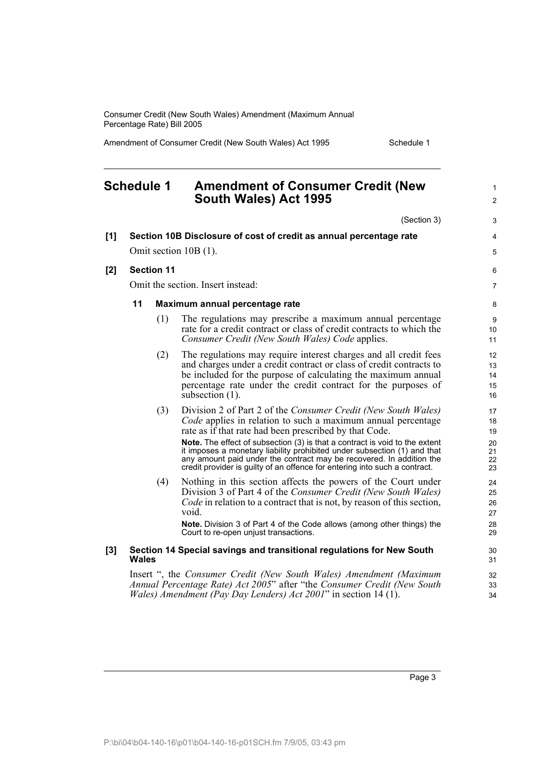# Schedule 1 Amendment of Consumer Credit (New South Wales) Act 1995

(Section 3)

**[1] Section 10B Disclosure of cost of credit as annual percentage rate**

Omit section 10B (1).

**[2] Section 11**

Omit the section. Insert instead:

**11 Maximum annual percentage rate**

(1) The regulations may prescribe a maximum annual percentage rate for a credit contract or class of credit contracts to which the *Consumer Credit (New South Wales) Code* applies.

(2) The regulations may require interest charges and all credit fees and charges under a credit contract or class of credit contracts to be included for the purpose of calculating the maximum annual percentage rate under the credit contract for the purposes of subsection (1).

(3) Division 2 of Part 2 of the *Consumer Credit (New South Wales) Code* applies in relation to such a maximum annual percentage rate as if that rate had been prescribed by that Code.

**Note.** The effect of subsection (3) is that a contract is void to the extent it imposes a monetary liability prohibited under subsection (1) and that any amount paid under the contract may be recovered. In addition the credit provider is guilty of an offence for entering into such a contract.

(4) Nothing in this section affects the powers of the Court under Division 3 of Part 4 of the *Consumer Credit (New South Wales) Code* in relation to a contract that is not, by reason of this section, void.

**Note.** Division 3 of Part 4 of the Code allows (among other things) the Court to re-open unjust transactions.

**[3] Section 14 Special savings and transitional regulations for New South Wales**

Insert ", the *Consumer Credit (New South Wales) Amendment (Maximum Annual Percentage Rate) Act 2005*" after "the *Consumer Credit (New South Wales) Amendment (Pay Day Lenders) Act 2001*" in section 14 (1).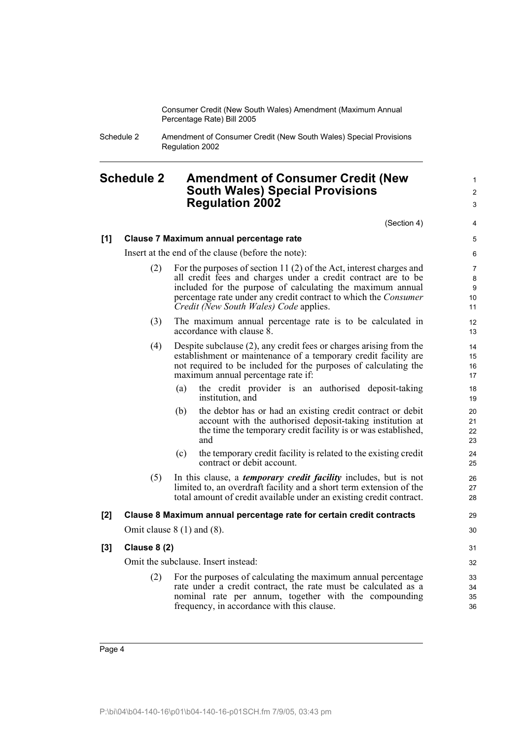# Schedule 2 Amendment of Consumer Credit (New South Wales) Special Provisions Regulation 2002

(Section 4)

**[1] Clause 7 Maximum annual percentage rate**

Insert at the end of the clause (before the note):

(2) For the purposes of section 11 (2) of the Act, interest charges and all credit fees and charges under a credit contract are to be included for the purpose of calculating the maximum annual percentage rate under any credit contract to which the *Consumer Credit (New South Wales) Code* applies.

(3) The maximum annual percentage rate is to be calculated in accordance with clause 8.

(4) Despite subclause (2), any credit fees or charges arising from the establishment or maintenance of a temporary credit facility are not required to be included for the purposes of calculating the maximum annual percentage rate if:

(a) the credit provider is an authorised deposit-taking institution, and

(b) the debtor has or had an existing credit contract or debit account with the authorised deposit-taking institution at the time the temporary credit facility is or was established, and

(c) the temporary credit facility is related to the existing credit contract or debit account.

(5) In this clause, a ***temporary credit facility*** includes, but is not limited to, an overdraft facility and a short term extension of the total amount of credit available under an existing credit contract.

**[2] Clause 8 Maximum annual percentage rate for certain credit contracts**

Omit clause 8 (1) and (8).

**[3] Clause 8 (2)**

Omit the subclause. Insert instead:

(2) For the purposes of calculating the maximum annual percentage rate under a credit contract, the rate must be calculated as a nominal rate per annum, together with the compounding frequency, in accordance with this clause.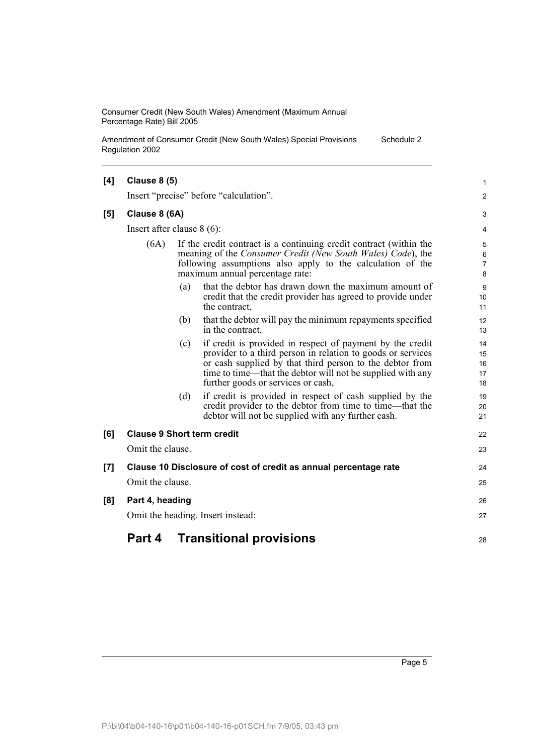**[4] Clause 8 (5)**

Insert "precise" before "calculation".

**[5] Clause 8 (6A)**

Insert after clause 8 (6):

(6A) If the credit contract is a continuing credit contract (within the meaning of the *Consumer Credit (New South Wales) Code*), the following assumptions also apply to the calculation of the maximum annual percentage rate:

(a) that the debtor has drawn down the maximum amount of credit that the credit provider has agreed to provide under the contract,

(b) that the debtor will pay the minimum repayments specified in the contract,

(c) if credit is provided in respect of payment by the credit provider to a third person in relation to goods or services or cash supplied by that third person to the debtor from time to time—that the debtor will not be supplied with any further goods or services or cash,

(d) if credit is provided in respect of cash supplied by the credit provider to the debtor from time to time—that the debtor will not be supplied with any further cash.

**[6] Clause 9 Short term credit**

Omit the clause.

**[7] Clause 10 Disclosure of cost of credit as annual percentage rate**

Omit the clause.

**[8] Part 4, heading**

Omit the heading. Insert instead:

## Part 4 Transitional provisions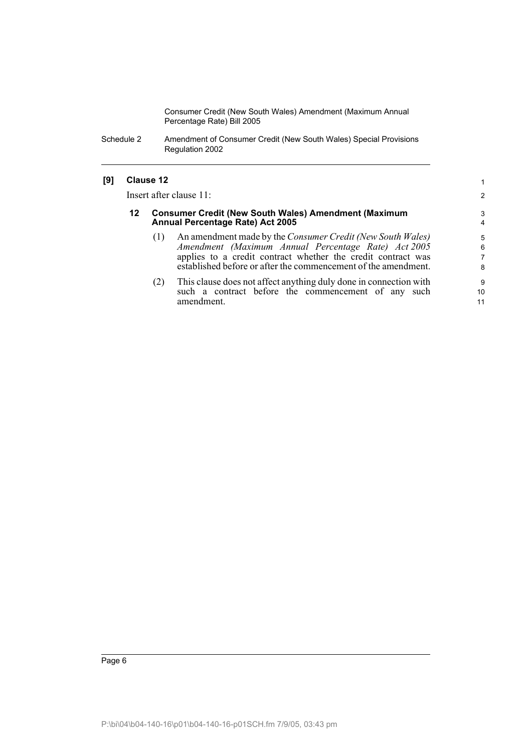**[9] Clause 12**

Insert after clause 11:

**12 Consumer Credit (New South Wales) Amendment (Maximum Annual Percentage Rate) Act 2005**

(1) An amendment made by the *Consumer Credit (New South Wales) Amendment (Maximum Annual Percentage Rate) Act 2005* applies to a credit contract whether the credit contract was established before or after the commencement of the amendment.

(2) This clause does not affect anything duly done in connection with such a contract before the commencement of any such amendment.